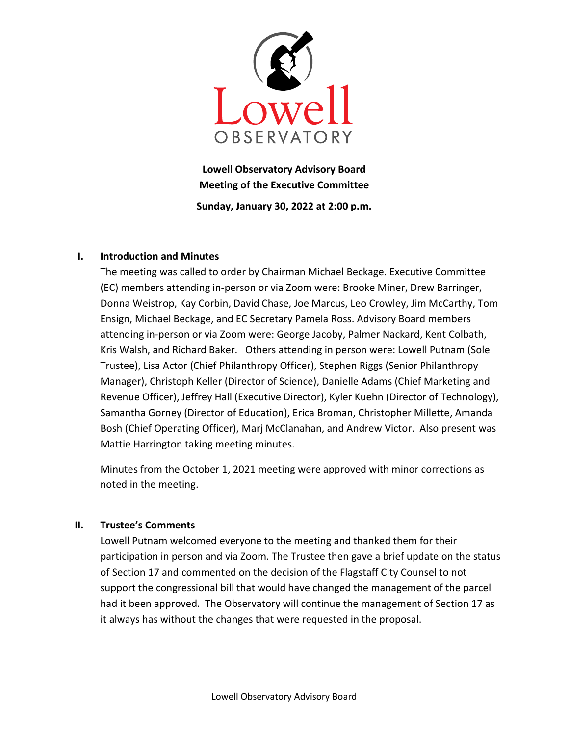Lowell
OBSERVATORY

**Lowell Observatory Advisory Board**
**Meeting of the Executive Committee**

**Sunday, January 30, 2022 at 2:00 p.m.**

## I. Introduction and Minutes

The meeting was called to order by Chairman Michael Beckage. Executive Committee (EC) members attending in-person or via Zoom were: Brooke Miner, Drew Barringer, Donna Weistrop, Kay Corbin, David Chase, Joe Marcus, Leo Crowley, Jim McCarthy, Tom Ensign, Michael Beckage, and EC Secretary Pamela Ross. Advisory Board members attending in-person or via Zoom were: George Jacoby, Palmer Nackard, Kent Colbath, Kris Walsh, and Richard Baker. Others attending in person were: Lowell Putnam (Sole Trustee), Lisa Actor (Chief Philanthropy Officer), Stephen Riggs (Senior Philanthropy Manager), Christoph Keller (Director of Science), Danielle Adams (Chief Marketing and Revenue Officer), Jeffrey Hall (Executive Director), Kyler Kuehn (Director of Technology), Samantha Gorney (Director of Education), Erica Broman, Christopher Millette, Amanda Bosh (Chief Operating Officer), Marj McClanahan, and Andrew Victor. Also present was Mattie Harrington taking meeting minutes.

Minutes from the October 1, 2021 meeting were approved with minor corrections as noted in the meeting.

## II. Trustee's Comments

Lowell Putnam welcomed everyone to the meeting and thanked them for their participation in person and via Zoom. The Trustee then gave a brief update on the status of Section 17 and commented on the decision of the Flagstaff City Counsel to not support the congressional bill that would have changed the management of the parcel had it been approved. The Observatory will continue the management of Section 17 as it always has without the changes that were requested in the proposal.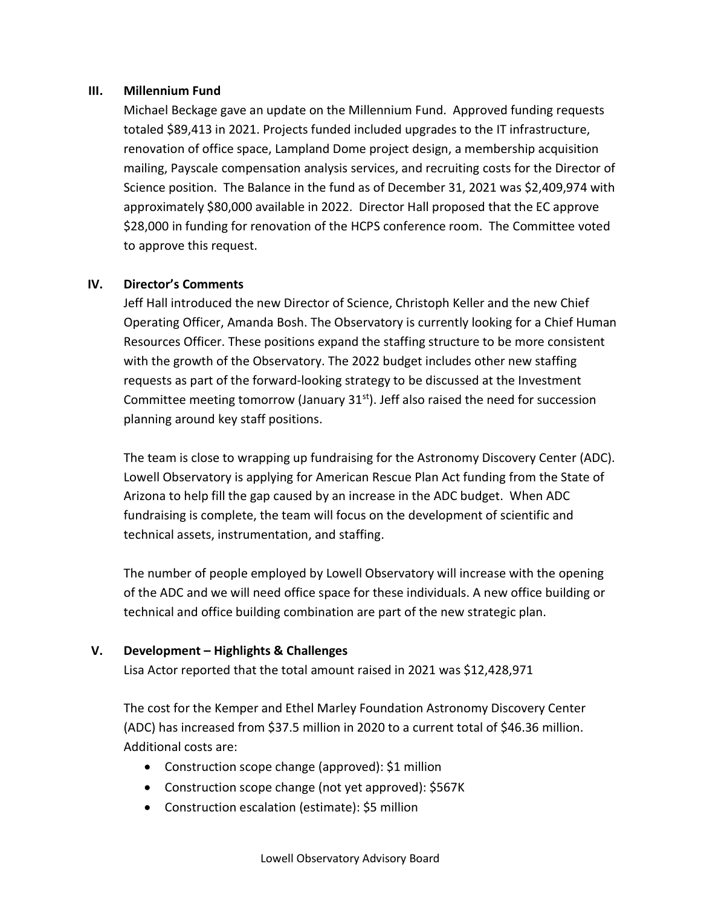## III. Millennium Fund

Michael Beckage gave an update on the Millennium Fund. Approved funding requests totaled $89,413 in 2021. Projects funded included upgrades to the IT infrastructure, renovation of office space, Lampland Dome project design, a membership acquisition mailing, Payscale compensation analysis services, and recruiting costs for the Director of Science position. The Balance in the fund as of December 31, 2021 was $2,409,974 with approximately $80,000 available in 2022. Director Hall proposed that the EC approve $28,000 in funding for renovation of the HCPS conference room. The Committee voted to approve this request.

## IV. Director's Comments

Jeff Hall introduced the new Director of Science, Christoph Keller and the new Chief Operating Officer, Amanda Bosh. The Observatory is currently looking for a Chief Human Resources Officer. These positions expand the staffing structure to be more consistent with the growth of the Observatory. The 2022 budget includes other new staffing requests as part of the forward-looking strategy to be discussed at the Investment Committee meeting tomorrow (January 31st). Jeff also raised the need for succession planning around key staff positions.

The team is close to wrapping up fundraising for the Astronomy Discovery Center (ADC). Lowell Observatory is applying for American Rescue Plan Act funding from the State of Arizona to help fill the gap caused by an increase in the ADC budget. When ADC fundraising is complete, the team will focus on the development of scientific and technical assets, instrumentation, and staffing.

The number of people employed by Lowell Observatory will increase with the opening of the ADC and we will need office space for these individuals. A new office building or technical and office building combination are part of the new strategic plan.

## V. Development – Highlights & Challenges

Lisa Actor reported that the total amount raised in 2021 was $12,428,971

The cost for the Kemper and Ethel Marley Foundation Astronomy Discovery Center (ADC) has increased from $37.5 million in 2020 to a current total of $46.36 million. Additional costs are:

- Construction scope change (approved): $1 million
- Construction scope change (not yet approved): $567K
- Construction escalation (estimate): $5 million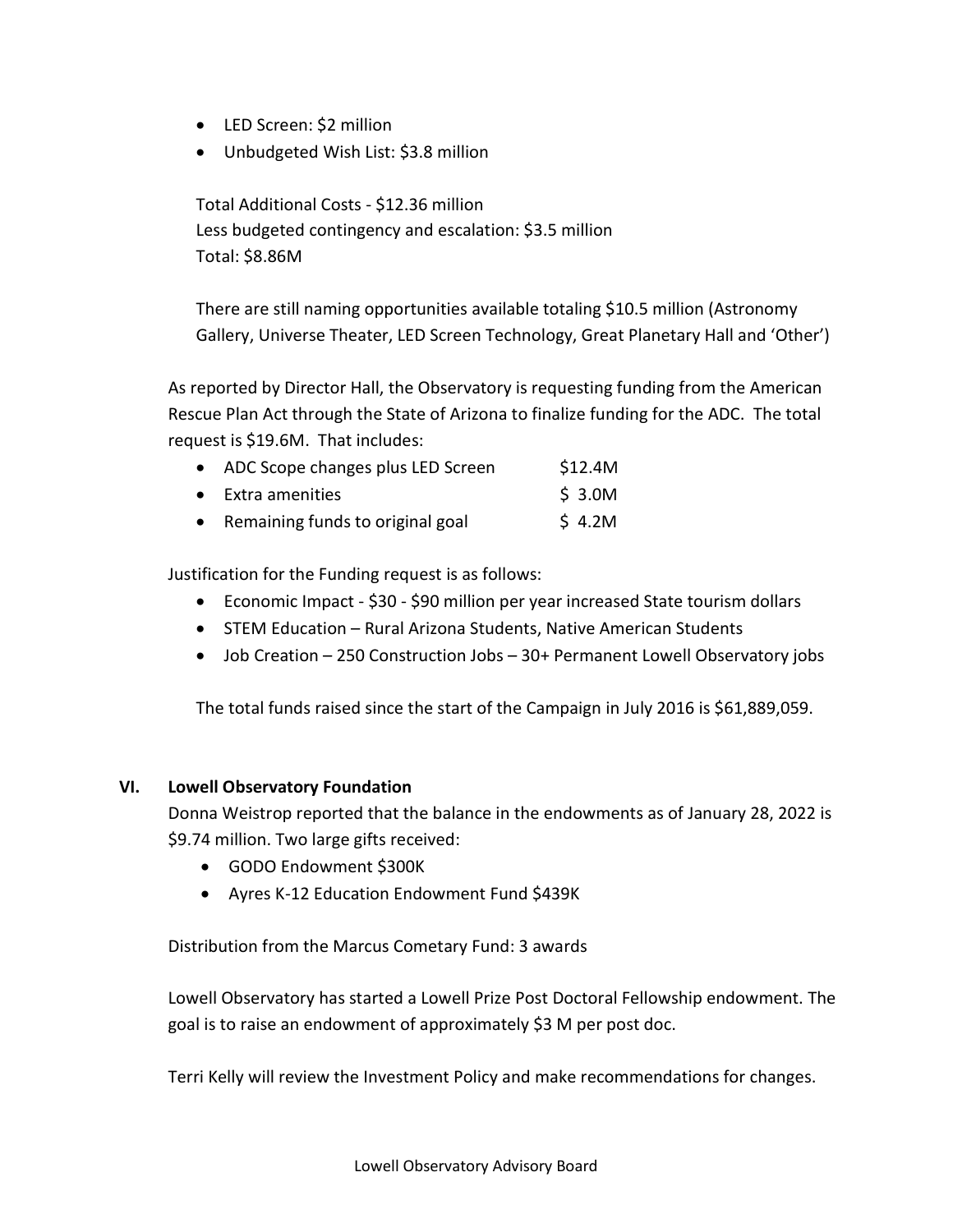- LED Screen: $2 million
- Unbudgeted Wish List: $3.8 million

Total Additional Costs - $12.36 million
Less budgeted contingency and escalation: $3.5 million
Total: $8.86M

There are still naming opportunities available totaling $10.5 million (Astronomy Gallery, Universe Theater, LED Screen Technology, Great Planetary Hall and 'Other')

As reported by Director Hall, the Observatory is requesting funding from the American Rescue Plan Act through the State of Arizona to finalize funding for the ADC. The total request is $19.6M. That includes:

- ADC Scope changes plus LED Screen $12.4M
- Extra amenities $ 3.0M
- Remaining funds to original goal $ 4.2M

Justification for the Funding request is as follows:

- Economic Impact - $30 - $90 million per year increased State tourism dollars
- STEM Education – Rural Arizona Students, Native American Students
- Job Creation – 250 Construction Jobs – 30+ Permanent Lowell Observatory jobs

The total funds raised since the start of the Campaign in July 2016 is $61,889,059.

## VI. Lowell Observatory Foundation

Donna Weistrop reported that the balance in the endowments as of January 28, 2022 is $9.74 million. Two large gifts received:

- GODO Endowment $300K
- Ayres K-12 Education Endowment Fund $439K

Distribution from the Marcus Cometary Fund: 3 awards

Lowell Observatory has started a Lowell Prize Post Doctoral Fellowship endowment. The goal is to raise an endowment of approximately $3 M per post doc.

Terri Kelly will review the Investment Policy and make recommendations for changes.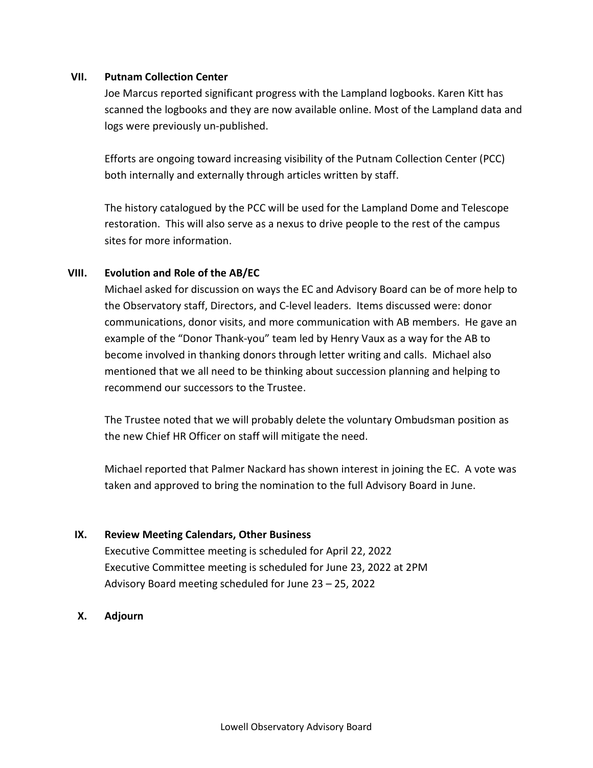## VII. Putnam Collection Center

Joe Marcus reported significant progress with the Lampland logbooks. Karen Kitt has scanned the logbooks and they are now available online. Most of the Lampland data and logs were previously un-published.

Efforts are ongoing toward increasing visibility of the Putnam Collection Center (PCC) both internally and externally through articles written by staff.

The history catalogued by the PCC will be used for the Lampland Dome and Telescope restoration. This will also serve as a nexus to drive people to the rest of the campus sites for more information.

## VIII. Evolution and Role of the AB/EC

Michael asked for discussion on ways the EC and Advisory Board can be of more help to the Observatory staff, Directors, and C-level leaders. Items discussed were: donor communications, donor visits, and more communication with AB members. He gave an example of the "Donor Thank-you" team led by Henry Vaux as a way for the AB to become involved in thanking donors through letter writing and calls. Michael also mentioned that we all need to be thinking about succession planning and helping to recommend our successors to the Trustee.

The Trustee noted that we will probably delete the voluntary Ombudsman position as the new Chief HR Officer on staff will mitigate the need.

Michael reported that Palmer Nackard has shown interest in joining the EC. A vote was taken and approved to bring the nomination to the full Advisory Board in June.

## IX. Review Meeting Calendars, Other Business

Executive Committee meeting is scheduled for April 22, 2022
Executive Committee meeting is scheduled for June 23, 2022 at 2PM
Advisory Board meeting scheduled for June 23 – 25, 2022

## X. Adjourn